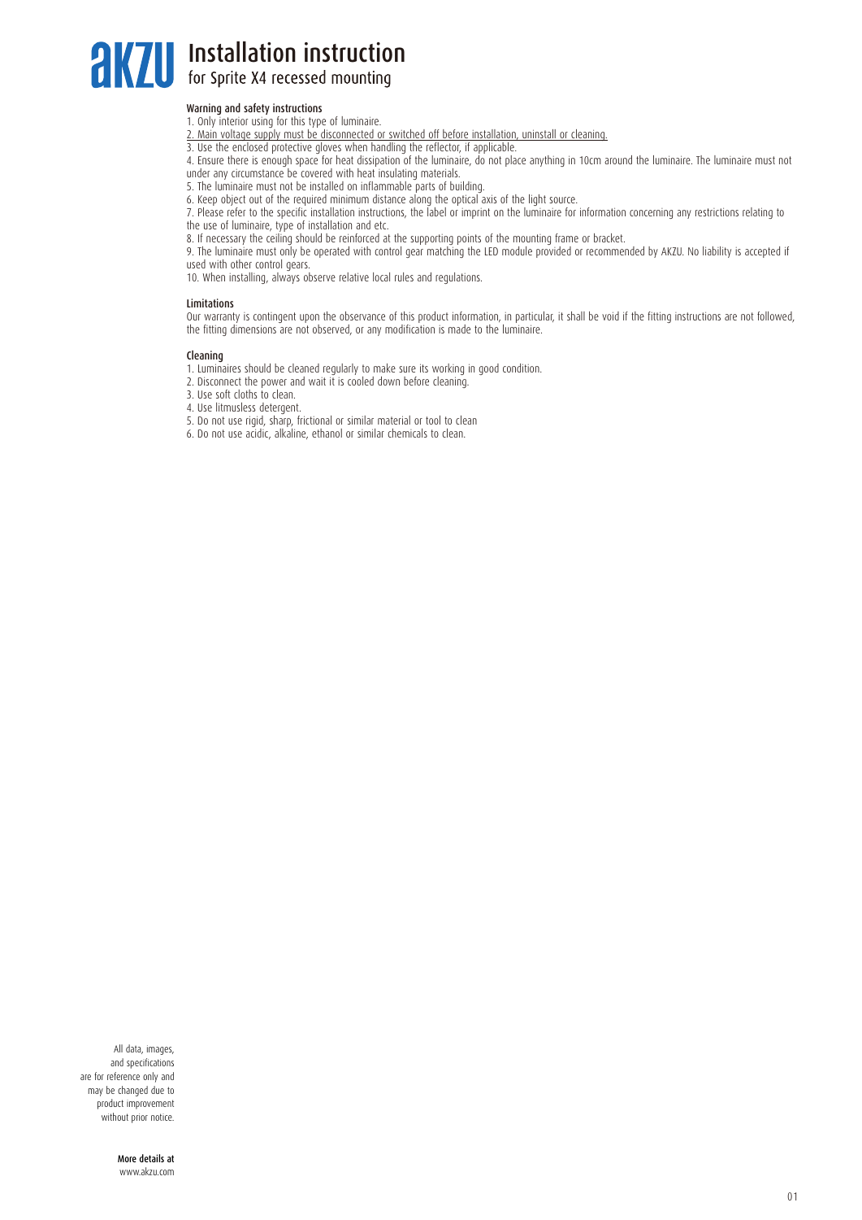# akzu Installation instruction

## for Sprite X4 recessed mounting

### Warning and safety instructions

1. Only interior using for this type of luminaire.
2. Main voltage supply must be disconnected or switched off before installation, uninstall or cleaning.
3. Use the enclosed protective gloves when handling the reflector, if applicable.
4. Ensure there is enough space for heat dissipation of the luminaire, do not place anything in 10cm around the luminaire. The luminaire must not under any circumstance be covered with heat insulating materials.
5. The luminaire must not be installed on inflammable parts of building.
6. Keep object out of the required minimum distance along the optical axis of the light source.
7. Please refer to the specific installation instructions, the label or imprint on the luminaire for information concerning any restrictions relating to the use of luminaire, type of installation and etc.
8. If necessary the ceiling should be reinforced at the supporting points of the mounting frame or bracket.
9. The luminaire must only be operated with control gear matching the LED module provided or recommended by AKZU. No liability is accepted if used with other control gears.
10. When installing, always observe relative local rules and regulations.

### Limitations

Our warranty is contingent upon the observance of this product information, in particular, it shall be void if the fitting instructions are not followed, the fitting dimensions are not observed, or any modification is made to the luminaire.

### Cleaning

1. Luminaires should be cleaned regularly to make sure its working in good condition.
2. Disconnect the power and wait it is cooled down before cleaning.
3. Use soft cloths to clean.
4. Use litmusless detergent.
5. Do not use rigid, sharp, frictional or similar material or tool to clean
6. Do not use acidic, alkaline, ethanol or similar chemicals to clean.

All data, images, and specifications are for reference only and may be changed due to product improvement without prior notice.

**More details at**
www.akzu.com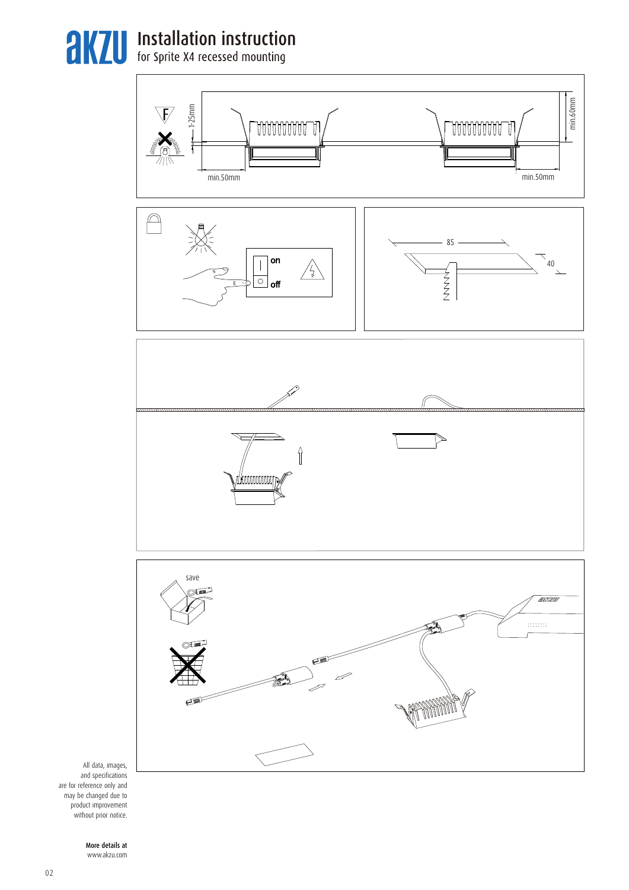# Installation instruction

for Sprite X4 recessed mounting

1-25mm

min.60mm

min.50mm

min.50mm

on

off

85

40

save

All data, images, and specifications are for reference only and may be changed due to product improvement without prior notice.

**More details at**
www.akzu.com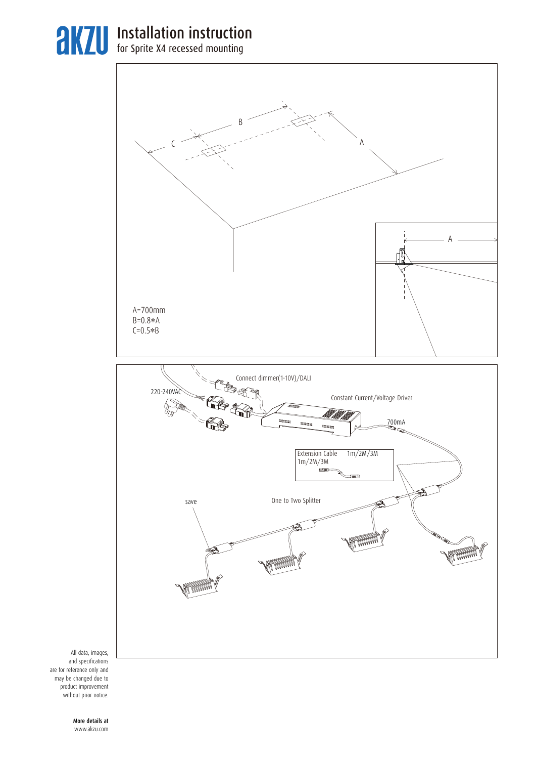# akzu Installation instruction

for Sprite X4 recessed mounting

B

C

A

A

A=700mm
B=0.8*A
C=0.5*B

Connect dimmer(1-10V)/DALI

220-240VAC

Constant Current/Voltage Driver

700mA

Extension Cable 1m/2M/3M
1m/2M/3M

save

One to Two Splitter

All data, images, and specifications are for reference only and may be changed due to product improvement without prior notice.

**More details at**
www.akzu.com